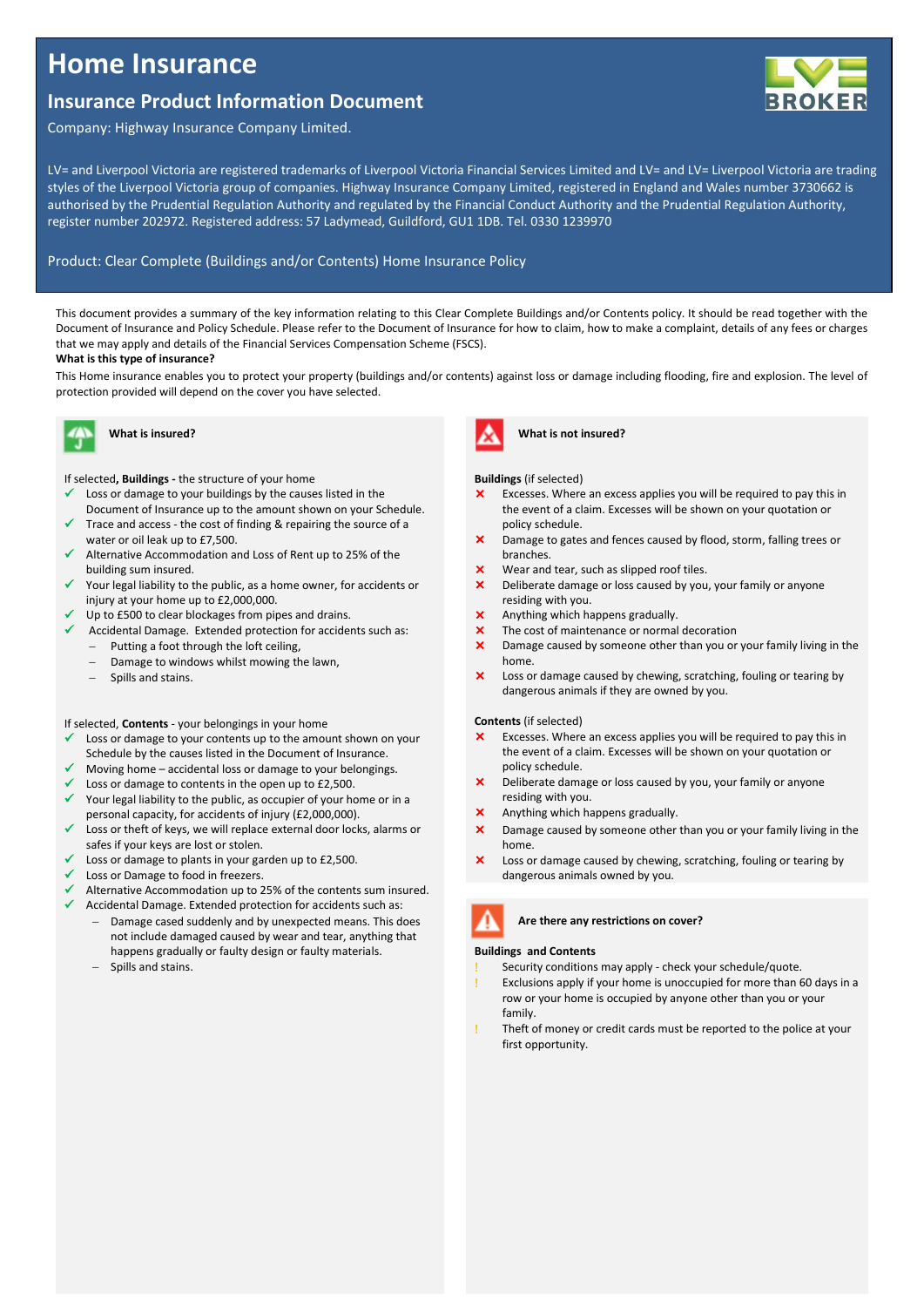# Home Insurance

## Insurance Product Information Document

Company: Highway Insurance Company Limited.

LV= and Liverpool Victoria are registered trademarks of Liverpool Victoria Financial Services Limited and LV= and LV= Liverpool Victoria are trading styles of the Liverpool Victoria group of companies. Highway Insurance Company Limited, registered in England and Wales number 3730662 is authorised by the Prudential Regulation Authority and regulated by the Financial Conduct Authority and the Prudential Regulation Authority, register number 202972. Registered address: 57 Ladymead, Guildford, GU1 1DB. Tel. 0330 1239970

Product: Clear Complete (Buildings and/or Contents) Home Insurance Policy

This document provides a summary of the key information relating to this Clear Complete Buildings and/or Contents policy. It should be read together with the Document of Insurance and Policy Schedule. Please refer to the Document of Insurance for how to claim, how to make a complaint, details of any fees or charges that we may apply and details of the Financial Services Compensation Scheme (FSCS).

**What is this type of insurance?**

This Home insurance enables you to protect your property (buildings and/or contents) against loss or damage including flooding, fire and explosion. The level of protection provided will depend on the cover you have selected.

### What is insured?

If selected**, Buildings -** the structure of your home

- ✓ Loss or damage to your buildings by the causes listed in the Document of Insurance up to the amount shown on your Schedule.
- ✓ Trace and access - the cost of finding & repairing the source of a water or oil leak up to £7,500.
- ✓ Alternative Accommodation and Loss of Rent up to 25% of the building sum insured.
- ✓ Your legal liability to the public, as a home owner, for accidents or injury at your home up to £2,000,000.
- ✓ Up to £500 to clear blockages from pipes and drains.
- ✓ Accidental Damage. Extended protection for accidents such as:
  - Putting a foot through the loft ceiling,
  - Damage to windows whilst mowing the lawn,
  - Spills and stains.

If selected, **Contents** - your belongings in your home

- ✓ Loss or damage to your contents up to the amount shown on your Schedule by the causes listed in the Document of Insurance.
- ✓ Moving home – accidental loss or damage to your belongings.
- ✓ Loss or damage to contents in the open up to £2,500.
- ✓ Your legal liability to the public, as occupier of your home or in a personal capacity, for accidents of injury (£2,000,000).
- ✓ Loss or theft of keys, we will replace external door locks, alarms or safes if your keys are lost or stolen.
- ✓ Loss or damage to plants in your garden up to £2,500.
- ✓ Loss or Damage to food in freezers.
- ✓ Alternative Accommodation up to 25% of the contents sum insured.
- ✓ Accidental Damage. Extended protection for accidents such as:
  - Damage cased suddenly and by unexpected means. This does not include damaged caused by wear and tear, anything that happens gradually or faulty design or faulty materials.
  - Spills and stains.

### What is not insured?

**Buildings** (if selected)

- ✗ Excesses. Where an excess applies you will be required to pay this in the event of a claim. Excesses will be shown on your quotation or policy schedule.
- ✗ Damage to gates and fences caused by flood, storm, falling trees or branches.
- ✗ Wear and tear, such as slipped roof tiles.
- ✗ Deliberate damage or loss caused by you, your family or anyone residing with you.
- ✗ Anything which happens gradually.
- ✗ The cost of maintenance or normal decoration
- ✗ Damage caused by someone other than you or your family living in the home.
- ✗ Loss or damage caused by chewing, scratching, fouling or tearing by dangerous animals if they are owned by you.

**Contents** (if selected)

- ✗ Excesses. Where an excess applies you will be required to pay this in the event of a claim. Excesses will be shown on your quotation or policy schedule.
- ✗ Deliberate damage or loss caused by you, your family or anyone residing with you.
- ✗ Anything which happens gradually.
- ✗ Damage caused by someone other than you or your family living in the home.
- ✗ Loss or damage caused by chewing, scratching, fouling or tearing by dangerous animals owned by you.

### Are there any restrictions on cover?

**Buildings and Contents**

- ! Security conditions may apply - check your schedule/quote.
- ! Exclusions apply if your home is unoccupied for more than 60 days in a row or your home is occupied by anyone other than you or your family.
- ! Theft of money or credit cards must be reported to the police at your first opportunity.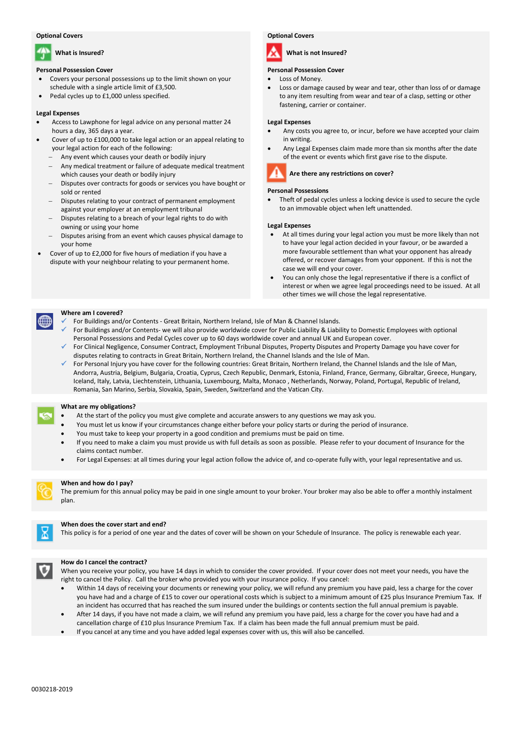## Optional Covers

### What is Insured?

**Personal Possession Cover**

- Covers your personal possessions up to the limit shown on your schedule with a single article limit of £3,500.
- Pedal cycles up to £1,000 unless specified.

**Legal Expenses**

- Access to Lawphone for legal advice on any personal matter 24 hours a day, 365 days a year.
- Cover of up to £100,000 to take legal action or an appeal relating to your legal action for each of the following:
  - Any event which causes your death or bodily injury
  - Any medical treatment or failure of adequate medical treatment which causes your death or bodily injury
  - Disputes over contracts for goods or services you have bought or sold or rented
  - Disputes relating to your contract of permanent employment against your employer at an employment tribunal
  - Disputes relating to a breach of your legal rights to do with owning or using your home
  - Disputes arising from an event which causes physical damage to your home
- Cover of up to £2,000 for five hours of mediation if you have a dispute with your neighbour relating to your permanent home.

## Optional Covers

### What is not Insured?

**Personal Possession Cover**

- Loss of Money.
- Loss or damage caused by wear and tear, other than loss of or damage to any item resulting from wear and tear of a clasp, setting or other fastening, carrier or container.

**Legal Expenses**

- Any costs you agree to, or incur, before we have accepted your claim in writing.
- Any Legal Expenses claim made more than six months after the date of the event or events which first gave rise to the dispute.

### Are there any restrictions on cover?

**Personal Possessions**

- Theft of pedal cycles unless a locking device is used to secure the cycle to an immovable object when left unattended.

**Legal Expenses**

- At all times during your legal action you must be more likely than not to have your legal action decided in your favour, or be awarded a more favourable settlement than what your opponent has already offered, or recover damages from your opponent. If this is not the case we will end your cover.
- You can only chose the legal representative if there is a conflict of interest or when we agree legal proceedings need to be issued. At all other times we will chose the legal representative.

### Where am I covered?

- ✓ For Buildings and/or Contents - Great Britain, Northern Ireland, Isle of Man & Channel Islands.
- ✓ For Buildings and/or Contents- we will also provide worldwide cover for Public Liability & Liability to Domestic Employees with optional Personal Possessions and Pedal Cycles cover up to 60 days worldwide cover and annual UK and European cover.
- ✓ For Clinical Negligence, Consumer Contract, Employment Tribunal Disputes, Property Disputes and Property Damage you have cover for disputes relating to contracts in Great Britain, Northern Ireland, the Channel Islands and the Isle of Man.
- ✓ For Personal Injury you have cover for the following countries: Great Britain, Northern Ireland, the Channel Islands and the Isle of Man, Andorra, Austria, Belgium, Bulgaria, Croatia, Cyprus, Czech Republic, Denmark, Estonia, Finland, France, Germany, Gibraltar, Greece, Hungary, Iceland, Italy, Latvia, Liechtenstein, Lithuania, Luxembourg, Malta, Monaco , Netherlands, Norway, Poland, Portugal, Republic of Ireland, Romania, San Marino, Serbia, Slovakia, Spain, Sweden, Switzerland and the Vatican City.

### What are my obligations?

- At the start of the policy you must give complete and accurate answers to any questions we may ask you.
- You must let us know if your circumstances change either before your policy starts or during the period of insurance.
- You must take to keep your property in a good condition and premiums must be paid on time.
- If you need to make a claim you must provide us with full details as soon as possible. Please refer to your document of Insurance for the claims contact number.
- For Legal Expenses: at all times during your legal action follow the advice of, and co-operate fully with, your legal representative and us.

### When and how do I pay?

The premium for this annual policy may be paid in one single amount to your broker. Your broker may also be able to offer a monthly instalment plan.

### When does the cover start and end?

This policy is for a period of one year and the dates of cover will be shown on your Schedule of Insurance. The policy is renewable each year.

### How do I cancel the contract?

When you receive your policy, you have 14 days in which to consider the cover provided. If your cover does not meet your needs, you have the right to cancel the Policy. Call the broker who provided you with your insurance policy. If you cancel:

- Within 14 days of receiving your documents or renewing your policy, we will refund any premium you have paid, less a charge for the cover you have had and a charge of £15 to cover our operational costs which is subject to a minimum amount of £25 plus Insurance Premium Tax. If an incident has occurred that has reached the sum insured under the buildings or contents section the full annual premium is payable.
- After 14 days, if you have not made a claim, we will refund any premium you have paid, less a charge for the cover you have had and a cancellation charge of £10 plus Insurance Premium Tax. If a claim has been made the full annual premium must be paid.
- If you cancel at any time and you have added legal expenses cover with us, this will also be cancelled.

0030218-2019